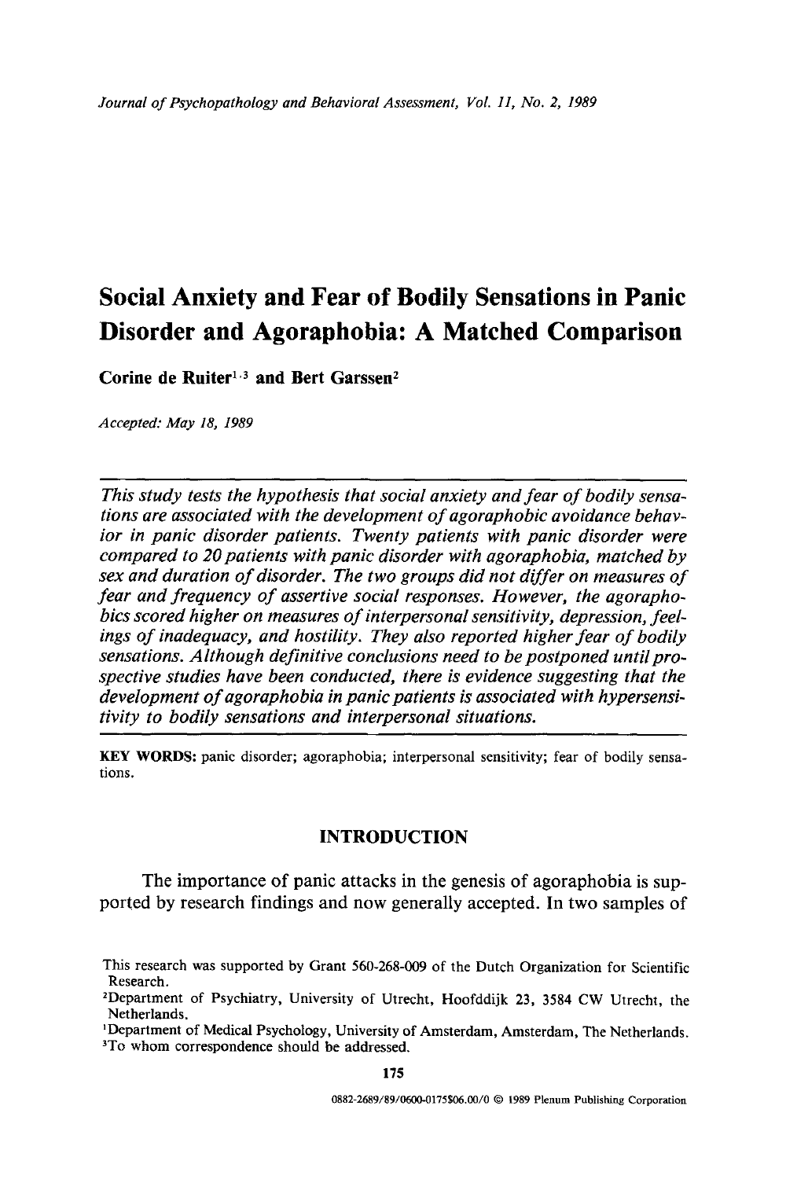# Social Anxiety and Fear of Bodily Sensations in Panic Disorder and Agoraphobia: A Matched Comparison

**Corine de Ruiter[1,3] and Bert Garssen[2]**

*Accepted: May 18, 1989*

*This study tests the hypothesis that social anxiety and fear of bodily sensations are associated with the development of agoraphobic avoidance behavior in panic disorder patients. Twenty patients with panic disorder were compared to 20 patients with panic disorder with agoraphobia, matched by sex and duration of disorder. The two groups did not differ on measures of fear and frequency of assertive social responses. However, the agoraphobics scored higher on measures of interpersonal sensitivity, depression, feelings of inadequacy, and hostility. They also reported higher fear of bodily sensations. Although definitive conclusions need to be postponed until prospective studies have been conducted, there is evidence suggesting that the development of agoraphobia in panic patients is associated with hypersensitivity to bodily sensations and interpersonal situations.*

**KEY WORDS:** panic disorder; agoraphobia; interpersonal sensitivity; fear of bodily sensations.

## INTRODUCTION

The importance of panic attacks in the genesis of agoraphobia is supported by research findings and now generally accepted. In two samples of

This research was supported by Grant 560-268-009 of the Dutch Organization for Scientific Research.

[2]Department of Psychiatry, University of Utrecht, Hoofddijk 23, 3584 CW Utrecht, the Netherlands.

[1]Department of Medical Psychology, University of Amsterdam, Amsterdam, The Netherlands.

[3]To whom correspondence should be addressed.

0882-2689/89/0600-0175$06.00/0 © 1989 Plenum Publishing Corporation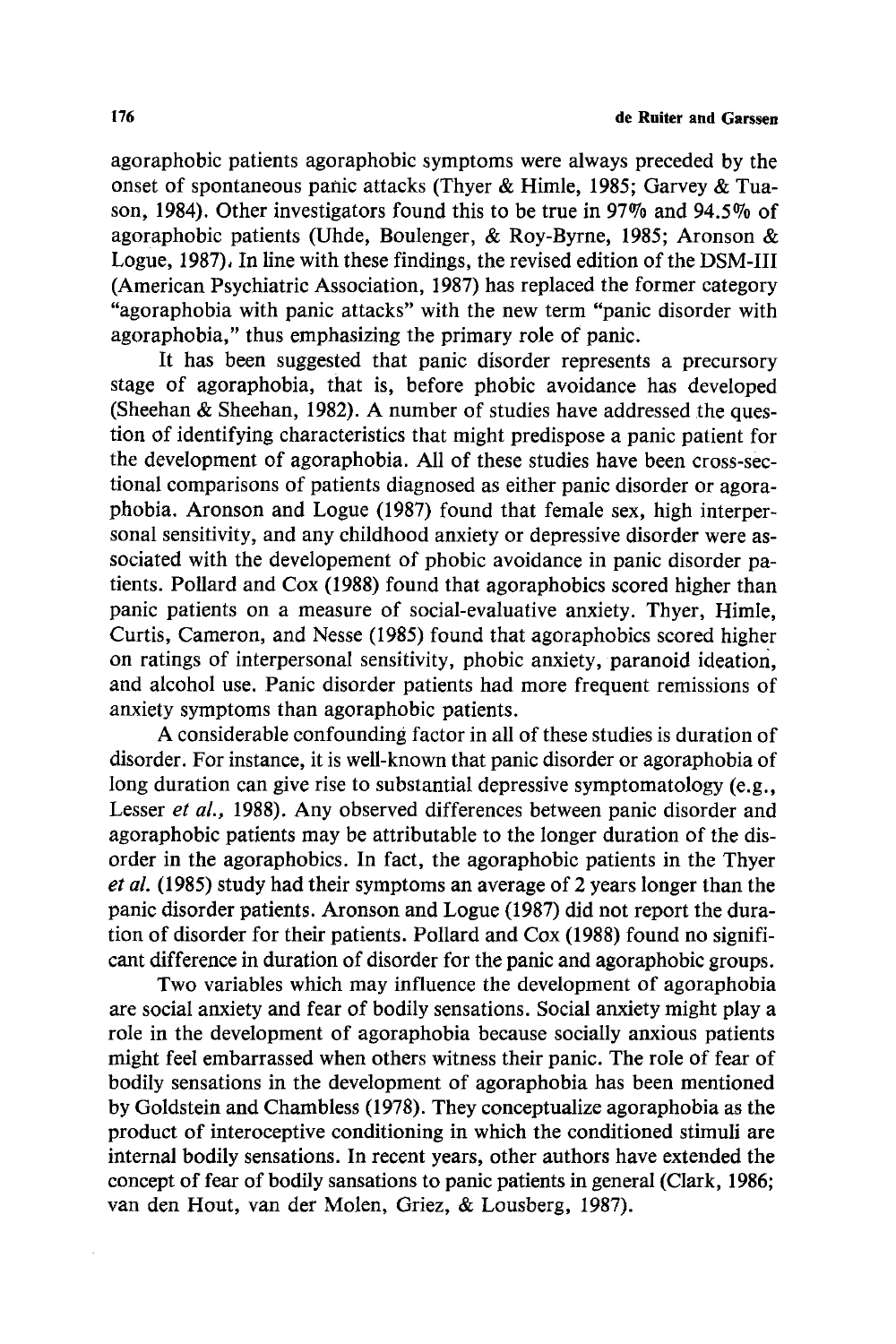agoraphobic patients agoraphobic symptoms were always preceded by the onset of spontaneous panic attacks (Thyer & Himle, 1985; Garvey & Tuason, 1984). Other investigators found this to be true in 97% and 94.5% of agoraphobic patients (Uhde, Boulenger, & Roy-Byrne, 1985; Aronson & Logue, 1987). In line with these findings, the revised edition of the DSM-III (American Psychiatric Association, 1987) has replaced the former category "agoraphobia with panic attacks" with the new term "panic disorder with agoraphobia," thus emphasizing the primary role of panic.

It has been suggested that panic disorder represents a precursory stage of agoraphobia, that is, before phobic avoidance has developed (Sheehan & Sheehan, 1982). A number of studies have addressed the question of identifying characteristics that might predispose a panic patient for the development of agoraphobia. All of these studies have been cross-sectional comparisons of patients diagnosed as either panic disorder or agoraphobia. Aronson and Logue (1987) found that female sex, high interpersonal sensitivity, and any childhood anxiety or depressive disorder were associated with the developement of phobic avoidance in panic disorder patients. Pollard and Cox (1988) found that agoraphobics scored higher than panic patients on a measure of social-evaluative anxiety. Thyer, Himle, Curtis, Cameron, and Nesse (1985) found that agoraphobics scored higher on ratings of interpersonal sensitivity, phobic anxiety, paranoid ideation, and alcohol use. Panic disorder patients had more frequent remissions of anxiety symptoms than agoraphobic patients.

A considerable confounding factor in all of these studies is duration of disorder. For instance, it is well-known that panic disorder or agoraphobia of long duration can give rise to substantial depressive symptomatology (e.g., Lesser *et al.*, 1988). Any observed differences between panic disorder and agoraphobic patients may be attributable to the longer duration of the disorder in the agoraphobics. In fact, the agoraphobic patients in the Thyer *et al.* (1985) study had their symptoms an average of 2 years longer than the panic disorder patients. Aronson and Logue (1987) did not report the duration of disorder for their patients. Pollard and Cox (1988) found no significant difference in duration of disorder for the panic and agoraphobic groups.

Two variables which may influence the development of agoraphobia are social anxiety and fear of bodily sensations. Social anxiety might play a role in the development of agoraphobia because socially anxious patients might feel embarrassed when others witness their panic. The role of fear of bodily sensations in the development of agoraphobia has been mentioned by Goldstein and Chambless (1978). They conceptualize agoraphobia as the product of interoceptive conditioning in which the conditioned stimuli are internal bodily sensations. In recent years, other authors have extended the concept of fear of bodily sansations to panic patients in general (Clark, 1986; van den Hout, van der Molen, Griez, & Lousberg, 1987).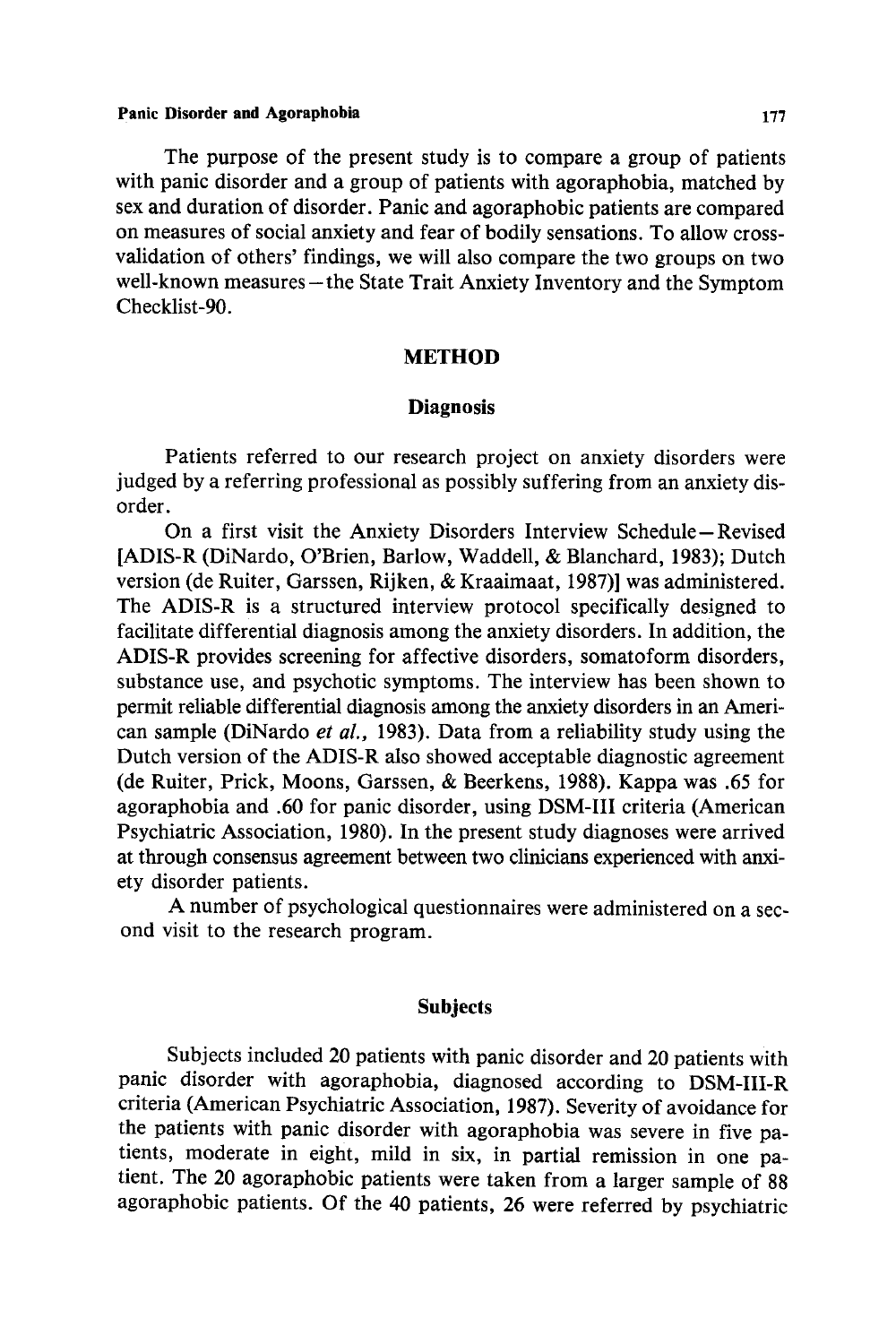The purpose of the present study is to compare a group of patients with panic disorder and a group of patients with agoraphobia, matched by sex and duration of disorder. Panic and agoraphobic patients are compared on measures of social anxiety and fear of bodily sensations. To allow cross-validation of others' findings, we will also compare the two groups on two well-known measures—the State Trait Anxiety Inventory and the Symptom Checklist-90.

## METHOD

### Diagnosis

Patients referred to our research project on anxiety disorders were judged by a referring professional as possibly suffering from an anxiety disorder.

On a first visit the Anxiety Disorders Interview Schedule—Revised [ADIS-R (DiNardo, O'Brien, Barlow, Waddell, & Blanchard, 1983); Dutch version (de Ruiter, Garssen, Rijken, & Kraaimaat, 1987)] was administered. The ADIS-R is a structured interview protocol specifically designed to facilitate differential diagnosis among the anxiety disorders. In addition, the ADIS-R provides screening for affective disorders, somatoform disorders, substance use, and psychotic symptoms. The interview has been shown to permit reliable differential diagnosis among the anxiety disorders in an American sample (DiNardo *et al.,* 1983). Data from a reliability study using the Dutch version of the ADIS-R also showed acceptable diagnostic agreement (de Ruiter, Prick, Moons, Garssen, & Beerkens, 1988). Kappa was .65 for agoraphobia and .60 for panic disorder, using DSM-III criteria (American Psychiatric Association, 1980). In the present study diagnoses were arrived at through consensus agreement between two clinicians experienced with anxiety disorder patients.

A number of psychological questionnaires were administered on a second visit to the research program.

### Subjects

Subjects included 20 patients with panic disorder and 20 patients with panic disorder with agoraphobia, diagnosed according to DSM-III-R criteria (American Psychiatric Association, 1987). Severity of avoidance for the patients with panic disorder with agoraphobia was severe in five patients, moderate in eight, mild in six, in partial remission in one patient. The 20 agoraphobic patients were taken from a larger sample of 88 agoraphobic patients. Of the 40 patients, 26 were referred by psychiatric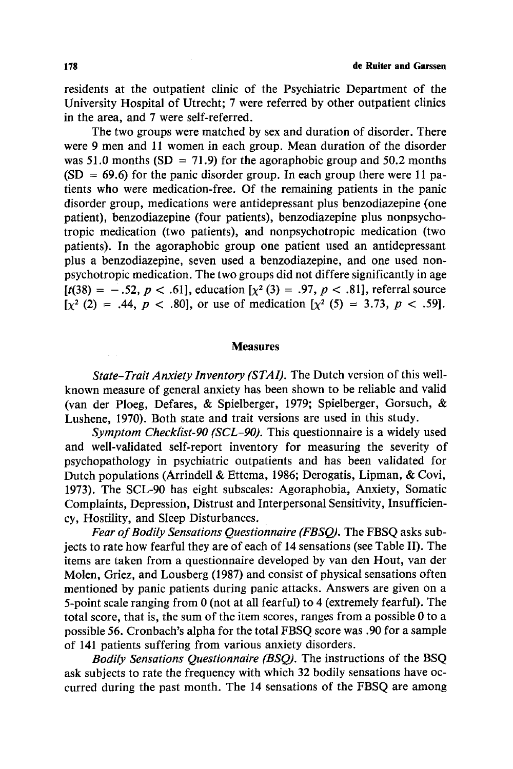residents at the outpatient clinic of the Psychiatric Department of the University Hospital of Utrecht; 7 were referred by other outpatient clinics in the area, and 7 were self-referred.

The two groups were matched by sex and duration of disorder. There were 9 men and 11 women in each group. Mean duration of the disorder was 51.0 months (SD = 71.9) for the agoraphobic group and 50.2 months (SD = 69.6) for the panic disorder group. In each group there were 11 patients who were medication-free. Of the remaining patients in the panic disorder group, medications were antidepressant plus benzodiazepine (one patient), benzodiazepine (four patients), benzodiazepine plus nonpsychotropic medication (two patients), and nonpsychotropic medication (two patients). In the agoraphobic group one patient used an antidepressant plus a benzodiazepine, seven used a benzodiazepine, and one used nonpsychotropic medication. The two groups did not differe significantly in age [$t(38) = -.52$, $p < .61$], education [$\chi^2(3) = .97$, $p < .81$], referral source [$\chi^2(2) = .44$, $p < .80$], or use of medication [$\chi^2(5) = 3.73$, $p < .59$].

## Measures

*State-Trait Anxiety Inventory (STAI)*. The Dutch version of this well-known measure of general anxiety has been shown to be reliable and valid (van der Ploeg, Defares, & Spielberger, 1979; Spielberger, Gorsuch, & Lushene, 1970). Both state and trait versions are used in this study.

*Symptom Checklist-90 (SCL-90)*. This questionnaire is a widely used and well-validated self-report inventory for measuring the severity of psychopathology in psychiatric outpatients and has been validated for Dutch populations (Arrindell & Ettema, 1986; Derogatis, Lipman, & Covi, 1973). The SCL-90 has eight subscales: Agoraphobia, Anxiety, Somatic Complaints, Depression, Distrust and Interpersonal Sensitivity, Insufficiency, Hostility, and Sleep Disturbances.

*Fear of Bodily Sensations Questionnaire (FBSQ)*. The FBSQ asks subjects to rate how fearful they are of each of 14 sensations (see Table II). The items are taken from a questionnaire developed by van den Hout, van der Molen, Griez, and Lousberg (1987) and consist of physical sensations often mentioned by panic patients during panic attacks. Answers are given on a 5-point scale ranging from 0 (not at all fearful) to 4 (extremely fearful). The total score, that is, the sum of the item scores, ranges from a possible 0 to a possible 56. Cronbach's alpha for the total FBSQ score was .90 for a sample of 141 patients suffering from various anxiety disorders.

*Bodily Sensations Questionnaire (BSQ)*. The instructions of the BSQ ask subjects to rate the frequency with which 32 bodily sensations have occurred during the past month. The 14 sensations of the FBSQ are among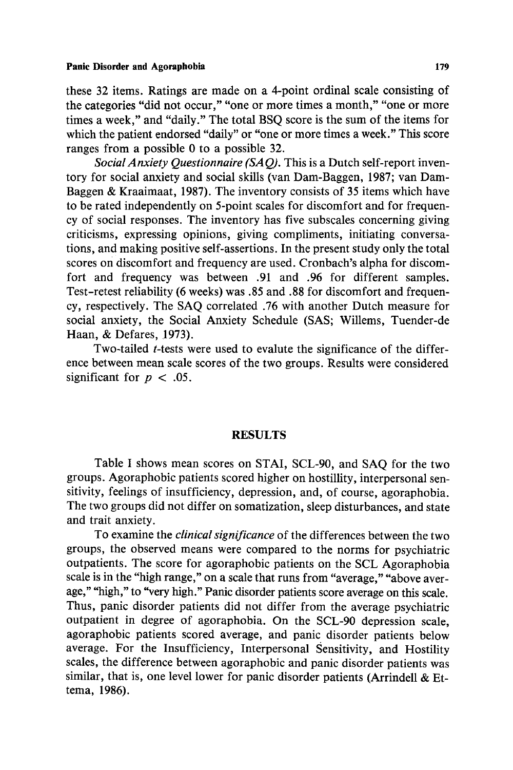these 32 items. Ratings are made on a 4-point ordinal scale consisting of the categories "did not occur," "one or more times a month," "one or more times a week," and "daily." The total BSQ score is the sum of the items for which the patient endorsed "daily" or "one or more times a week." This score ranges from a possible 0 to a possible 32.

*Social Anxiety Questionnaire (SAQ).* This is a Dutch self-report inventory for social anxiety and social skills (van Dam-Baggen, 1987; van Dam-Baggen & Kraaimaat, 1987). The inventory consists of 35 items which have to be rated independently on 5-point scales for discomfort and for frequency of social responses. The inventory has five subscales concerning giving criticisms, expressing opinions, giving compliments, initiating conversations, and making positive self-assertions. In the present study only the total scores on discomfort and frequency are used. Cronbach's alpha for discomfort and frequency was between .91 and .96 for different samples. Test-retest reliability (6 weeks) was .85 and .88 for discomfort and frequency, respectively. The SAQ correlated .76 with another Dutch measure for social anxiety, the Social Anxiety Schedule (SAS; Willems, Tuender-de Haan, & Defares, 1973).

Two-tailed *t*-tests were used to evalute the significance of the difference between mean scale scores of the two groups. Results were considered significant for $p < .05$.

## RESULTS

Table I shows mean scores on STAI, SCL-90, and SAQ for the two groups. Agoraphobic patients scored higher on hostillity, interpersonal sensitivity, feelings of insufficiency, depression, and, of course, agoraphobia. The two groups did not differ on somatization, sleep disturbances, and state and trait anxiety.

To examine the *clinical significance* of the differences between the two groups, the observed means were compared to the norms for psychiatric outpatients. The score for agoraphobic patients on the SCL Agoraphobia scale is in the "high range," on a scale that runs from "average," "above average," "high," to "very high." Panic disorder patients score average on this scale. Thus, panic disorder patients did not differ from the average psychiatric outpatient in degree of agoraphobia. On the SCL-90 depression scale, agoraphobic patients scored average, and panic disorder patients below average. For the Insufficiency, Interpersonal Sensitivity, and Hostility scales, the difference between agoraphobic and panic disorder patients was similar, that is, one level lower for panic disorder patients (Arrindell & Ettema, 1986).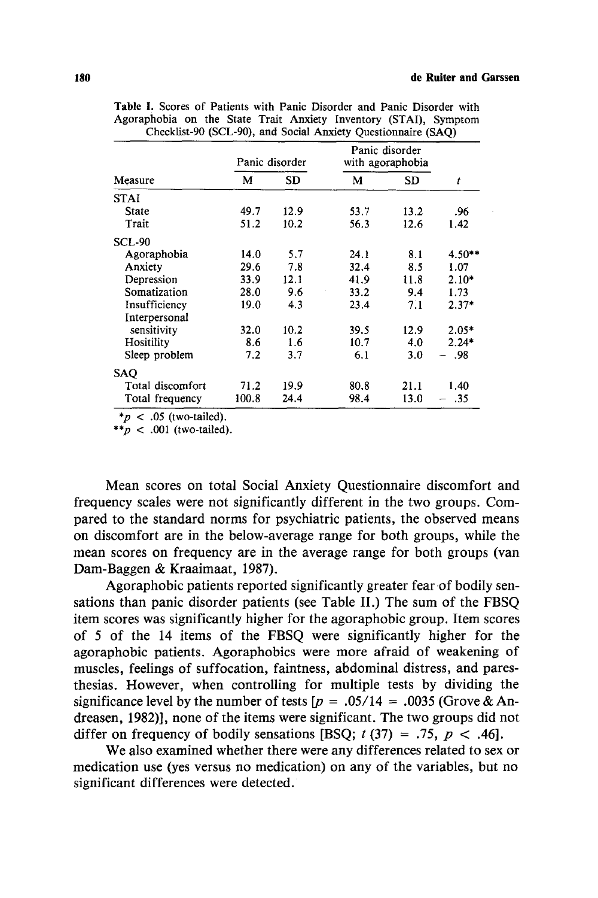**Table I.** Scores of Patients with Panic Disorder and Panic Disorder with Agoraphobia on the State Trait Anxiety Inventory (STAI), Symptom Checklist-90 (SCL-90), and Social Anxiety Questionnaire (SAQ)

| | Panic disorder | | Panic disorder with agoraphobia | | |
|---|---|---|---|---|---|
| Measure | M | SD | M | SD | *t* |
| STAI | | | | | |
| State | 49.7 | 12.9 | 53.7 | 13.2 | .96 |
| Trait | 51.2 | 10.2 | 56.3 | 12.6 | 1.42 |
| SCL-90 | | | | | |
| Agoraphobia | 14.0 | 5.7 | 24.1 | 8.1 | 4.50** |
| Anxiety | 29.6 | 7.8 | 32.4 | 8.5 | 1.07 |
| Depression | 33.9 | 12.1 | 41.9 | 11.8 | 2.10* |
| Somatization | 28.0 | 9.6 | 33.2 | 9.4 | 1.73 |
| Insufficiency | 19.0 | 4.3 | 23.4 | 7.1 | 2.37* |
| Interpersonal sensitivity | 32.0 | 10.2 | 39.5 | 12.9 | 2.05* |
| Hositility | 8.6 | 1.6 | 10.7 | 4.0 | 2.24* |
| Sleep problem | 7.2 | 3.7 | 6.1 | 3.0 | − .98 |
| SAQ | | | | | |
| Total discomfort | 71.2 | 19.9 | 80.8 | 21.1 | 1.40 |
| Total frequency | 100.8 | 24.4 | 98.4 | 13.0 | − .35 |

*$p < .05$ (two-tailed).
**$p < .001$ (two-tailed).

Mean scores on total Social Anxiety Questionnaire discomfort and frequency scales were not significantly different in the two groups. Compared to the standard norms for psychiatric patients, the observed means on discomfort are in the below-average range for both groups, while the mean scores on frequency are in the average range for both groups (van Dam-Baggen & Kraaimaat, 1987).

Agoraphobic patients reported significantly greater fear of bodily sensations than panic disorder patients (see Table II.) The sum of the FBSQ item scores was significantly higher for the agoraphobic group. Item scores of 5 of the 14 items of the FBSQ were significantly higher for the agoraphobic patients. Agoraphobics were more afraid of weakening of muscles, feelings of suffocation, faintness, abdominal distress, and paresthesias. However, when controlling for multiple tests by dividing the significance level by the number of tests [$p = .05/14 = .0035$ (Grove & Andreasen, 1982)], none of the items were significant. The two groups did not differ on frequency of bodily sensations [BSQ; $t(37) = .75$, $p < .46$].

We also examined whether there were any differences related to sex or medication use (yes versus no medication) on any of the variables, but no significant differences were detected.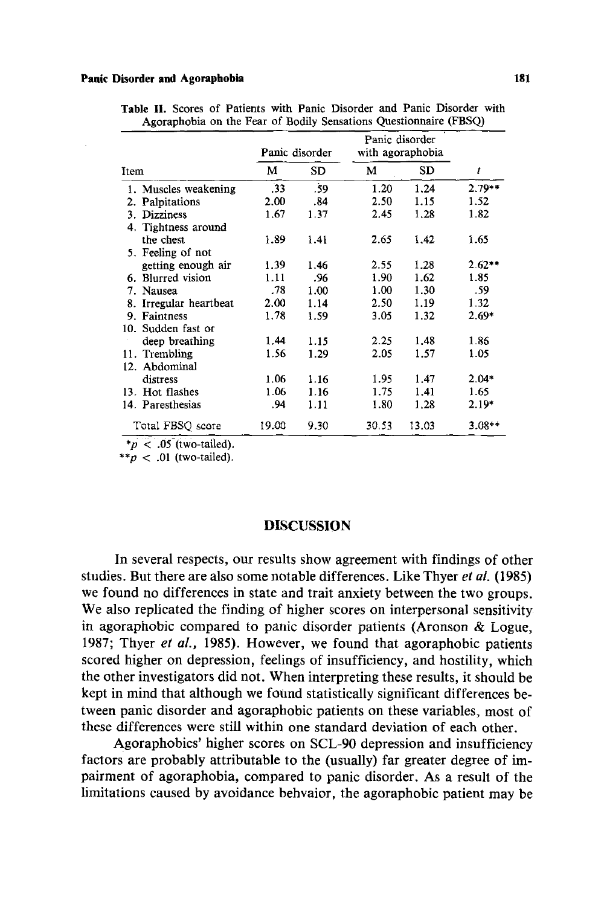**Table II.** Scores of Patients with Panic Disorder and Panic Disorder with Agoraphobia on the Fear of Bodily Sensations Questionnaire (FBSQ)

| Item | Panic disorder | | Panic disorder with agoraphobia | | |
|---|---|---|---|---|---|
| | M | SD | M | SD | *t* |
| 1. Muscles weakening | .33 | .59 | 1.20 | 1.24 | 2.79** |
| 2. Palpitations | 2.00 | .84 | 2.50 | 1.15 | 1.52 |
| 3. Dizziness | 1.67 | 1.37 | 2.45 | 1.28 | 1.82 |
| 4. Tightness around the chest | 1.89 | 1.41 | 2.65 | 1.42 | 1.65 |
| 5. Feeling of not getting enough air | 1.39 | 1.46 | 2.55 | 1.28 | 2.62** |
| 6. Blurred vision | 1.11 | .96 | 1.90 | 1.62 | 1.85 |
| 7. Nausea | .78 | 1.00 | 1.00 | 1.30 | .59 |
| 8. Irregular heartbeat | 2.00 | 1.14 | 2.50 | 1.19 | 1.32 |
| 9. Faintness | 1.78 | 1.59 | 3.05 | 1.32 | 2.69* |
| 10. Sudden fast or deep breathing | 1.44 | 1.15 | 2.25 | 1.48 | 1.86 |
| 11. Trembling | 1.56 | 1.29 | 2.05 | 1.57 | 1.05 |
| 12. Abdominal distress | 1.06 | 1.16 | 1.95 | 1.47 | 2.04* |
| 13. Hot flashes | 1.06 | 1.16 | 1.75 | 1.41 | 1.65 |
| 14. Paresthesias | .94 | 1.11 | 1.80 | 1.28 | 2.19* |
| Total FBSQ score | 19.00 | 9.30 | 30.53 | 13.03 | 3.08** |

*$p < .05$ (two-tailed).
**$p < .01$ (two-tailed).

## DISCUSSION

In several respects, our results show agreement with findings of other studies. But there are also some notable differences. Like Thyer *et al.* (1985) we found no differences in state and trait anxiety between the two groups. We also replicated the finding of higher scores on interpersonal sensitivity in agoraphobic compared to panic disorder patients (Aronson & Logue, 1987; Thyer *et al.*, 1985). However, we found that agoraphobic patients scored higher on depression, feelings of insufficiency, and hostility, which the other investigators did not. When interpreting these results, it should be kept in mind that although we found statistically significant differences between panic disorder and agoraphobic patients on these variables, most of these differences were still within one standard deviation of each other.

Agoraphobics' higher scores on SCL-90 depression and insufficiency factors are probably attributable to the (usually) far greater degree of impairment of agoraphobia, compared to panic disorder. As a result of the limitations caused by avoidance behvaior, the agoraphobic patient may be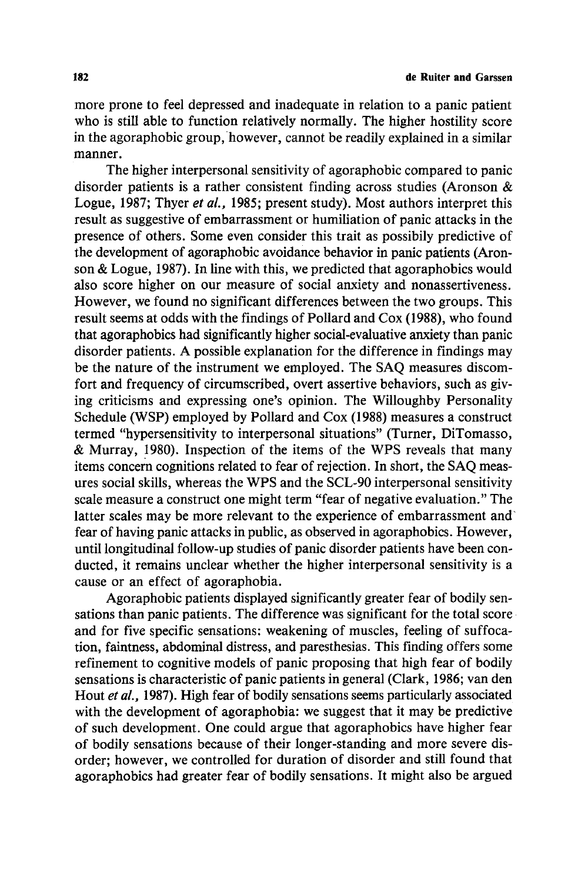more prone to feel depressed and inadequate in relation to a panic patient who is still able to function relatively normally. The higher hostility score in the agoraphobic group, however, cannot be readily explained in a similar manner.

The higher interpersonal sensitivity of agoraphobic compared to panic disorder patients is a rather consistent finding across studies (Aronson & Logue, 1987; Thyer *et al.*, 1985; present study). Most authors interpret this result as suggestive of embarrassment or humiliation of panic attacks in the presence of others. Some even consider this trait as possibily predictive of the development of agoraphobic avoidance behavior in panic patients (Aronson & Logue, 1987). In line with this, we predicted that agoraphobics would also score higher on our measure of social anxiety and nonassertiveness. However, we found no significant differences between the two groups. This result seems at odds with the findings of Pollard and Cox (1988), who found that agoraphobics had significantly higher social-evaluative anxiety than panic disorder patients. A possible explanation for the difference in findings may be the nature of the instrument we employed. The SAQ measures discomfort and frequency of circumscribed, overt assertive behaviors, such as giving criticisms and expressing one's opinion. The Willoughby Personality Schedule (WSP) employed by Pollard and Cox (1988) measures a construct termed "hypersensitivity to interpersonal situations" (Turner, DiTomasso, & Murray, 1980). Inspection of the items of the WPS reveals that many items concern cognitions related to fear of rejection. In short, the SAQ measures social skills, whereas the WPS and the SCL-90 interpersonal sensitivity scale measure a construct one might term "fear of negative evaluation." The latter scales may be more relevant to the experience of embarrassment and fear of having panic attacks in public, as observed in agoraphobics. However, until longitudinal follow-up studies of panic disorder patients have been conducted, it remains unclear whether the higher interpersonal sensitivity is a cause or an effect of agoraphobia.

Agoraphobic patients displayed significantly greater fear of bodily sensations than panic patients. The difference was significant for the total score and for five specific sensations: weakening of muscles, feeling of suffocation, faintness, abdominal distress, and paresthesias. This finding offers some refinement to cognitive models of panic proposing that high fear of bodily sensations is characteristic of panic patients in general (Clark, 1986; van den Hout *et al.*, 1987). High fear of bodily sensations seems particularly associated with the development of agoraphobia: we suggest that it may be predictive of such development. One could argue that agoraphobics have higher fear of bodily sensations because of their longer-standing and more severe disorder; however, we controlled for duration of disorder and still found that agoraphobics had greater fear of bodily sensations. It might also be argued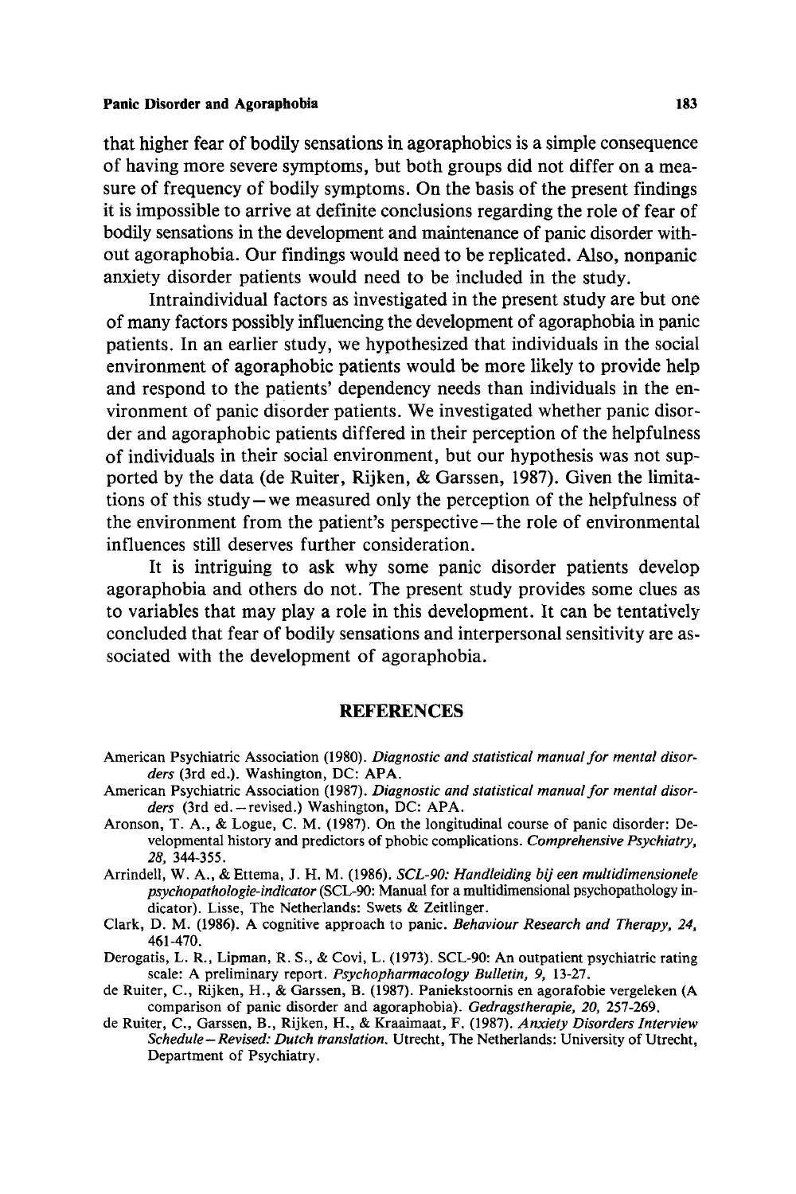that higher fear of bodily sensations in agoraphobics is a simple consequence of having more severe symptoms, but both groups did not differ on a measure of frequency of bodily symptoms. On the basis of the present findings it is impossible to arrive at definite conclusions regarding the role of fear of bodily sensations in the development and maintenance of panic disorder without agoraphobia. Our findings would need to be replicated. Also, nonpanic anxiety disorder patients would need to be included in the study.

Intraindividual factors as investigated in the present study are but one of many factors possibly influencing the development of agoraphobia in panic patients. In an earlier study, we hypothesized that individuals in the social environment of agoraphobic patients would be more likely to provide help and respond to the patients' dependency needs than individuals in the environment of panic disorder patients. We investigated whether panic disorder and agoraphobic patients differed in their perception of the helpfulness of individuals in their social environment, but our hypothesis was not supported by the data (de Ruiter, Rijken, & Garssen, 1987). Given the limitations of this study—we measured only the perception of the helpfulness of the environment from the patient's perspective—the role of environmental influences still deserves further consideration.

It is intriguing to ask why some panic disorder patients develop agoraphobia and others do not. The present study provides some clues as to variables that may play a role in this development. It can be tentatively concluded that fear of bodily sensations and interpersonal sensitivity are associated with the development of agoraphobia.

## REFERENCES

American Psychiatric Association (1980). *Diagnostic and statistical manual for mental disorders* (3rd ed.). Washington, DC: APA.

American Psychiatric Association (1987). *Diagnostic and statistical manual for mental disorders* (3rd ed.—revised.) Washington, DC: APA.

Aronson, T. A., & Logue, C. M. (1987). On the longitudinal course of panic disorder: Developmental history and predictors of phobic complications. *Comprehensive Psychiatry, 28,* 344-355.

Arrindell, W. A., & Ettema, J. H. M. (1986). *SCL-90: Handleiding bij een multidimensionele psychopathologie-indicator* (SCL-90: Manual for a multidimensional psychopathology indicator). Lisse, The Netherlands: Swets & Zeitlinger.

Clark, D. M. (1986). A cognitive approach to panic. *Behaviour Research and Therapy, 24,* 461-470.

Derogatis, L. R., Lipman, R. S., & Covi, L. (1973). SCL-90: An outpatient psychiatric rating scale: A preliminary report. *Psychopharmacology Bulletin, 9,* 13-27.

de Ruiter, C., Rijken, H., & Garssen, B. (1987). Paniekstoornis en agorafobie vergeleken (A comparison of panic disorder and agoraphobia). *Gedragstherapie, 20,* 257-269.

de Ruiter, C., Garssen, B., Rijken, H., & Kraaimaat, F. (1987). *Anxiety Disorders Interview Schedule—Revised: Dutch translation.* Utrecht, The Netherlands: University of Utrecht, Department of Psychiatry.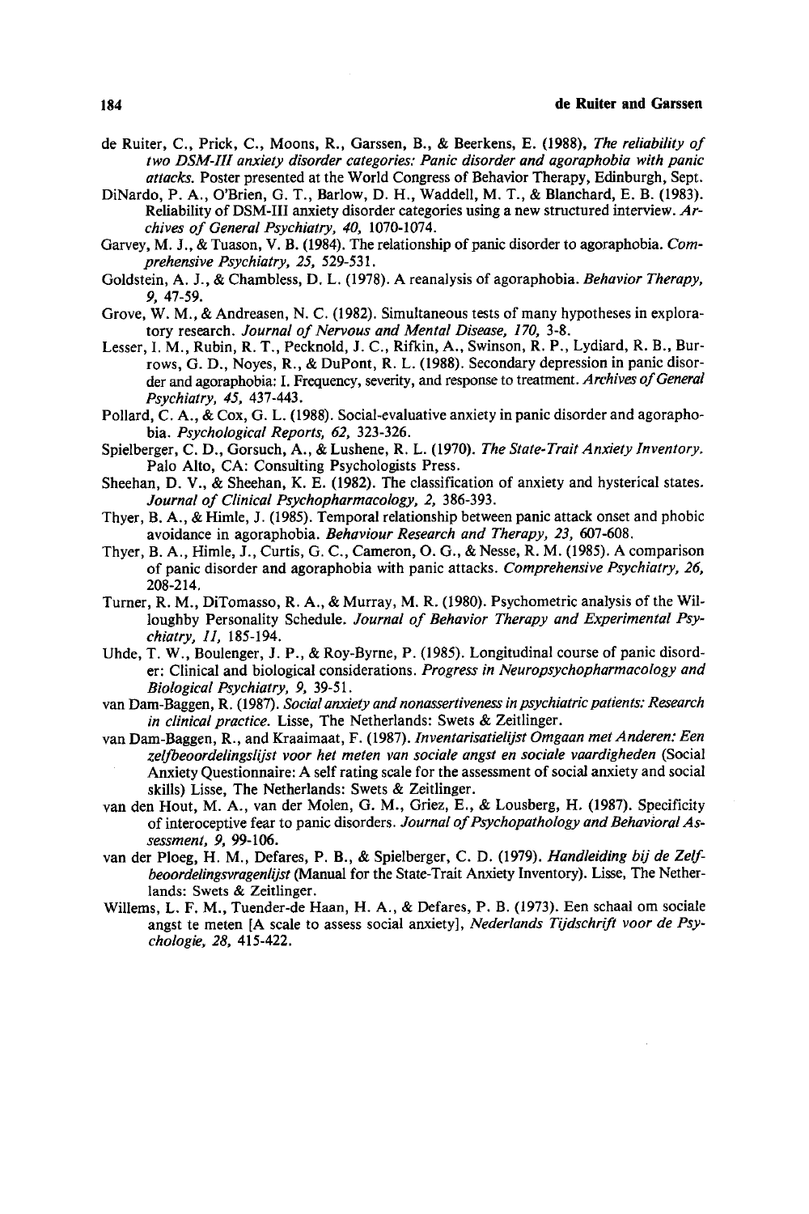de Ruiter, C., Prick, C., Moons, R., Garssen, B., & Beerkens, E. (1988), *The reliability of two DSM-III anxiety disorder categories: Panic disorder and agoraphobia with panic attacks.* Poster presented at the World Congress of Behavior Therapy, Edinburgh, Sept.

DiNardo, P. A., O'Brien, G. T., Barlow, D. H., Waddell, M. T., & Blanchard, E. B. (1983). Reliability of DSM-III anxiety disorder categories using a new structured interview. *Archives of General Psychiatry, 40,* 1070-1074.

Garvey, M. J., & Tuason, V. B. (1984). The relationship of panic disorder to agoraphobia. *Comprehensive Psychiatry, 25,* 529-531.

Goldstein, A. J., & Chambless, D. L. (1978). A reanalysis of agoraphobia. *Behavior Therapy, 9,* 47-59.

Grove, W. M., & Andreasen, N. C. (1982). Simultaneous tests of many hypotheses in exploratory research. *Journal of Nervous and Mental Disease, 170,* 3-8.

Lesser, I. M., Rubin, R. T., Pecknold, J. C., Rifkin, A., Swinson, R. P., Lydiard, R. B., Burrows, G. D., Noyes, R., & DuPont, R. L. (1988). Secondary depression in panic disorder and agoraphobia: I. Frequency, severity, and response to treatment. *Archives of General Psychiatry, 45,* 437-443.

Pollard, C. A., & Cox, G. L. (1988). Social-evaluative anxiety in panic disorder and agoraphobia. *Psychological Reports, 62,* 323-326.

Spielberger, C. D., Gorsuch, A., & Lushene, R. L. (1970). *The State-Trait Anxiety Inventory.* Palo Alto, CA: Consulting Psychologists Press.

Sheehan, D. V., & Sheehan, K. E. (1982). The classification of anxiety and hysterical states. *Journal of Clinical Psychopharmacology, 2,* 386-393.

Thyer, B. A., & Himle, J. (1985). Temporal relationship between panic attack onset and phobic avoidance in agoraphobia. *Behaviour Research and Therapy, 23,* 607-608.

Thyer, B. A., Himle, J., Curtis, G. C., Cameron, O. G., & Nesse, R. M. (1985). A comparison of panic disorder and agoraphobia with panic attacks. *Comprehensive Psychiatry, 26,* 208-214.

Turner, R. M., DiTomasso, R. A., & Murray, M. R. (1980). Psychometric analysis of the Willoughby Personality Schedule. *Journal of Behavior Therapy and Experimental Psychiatry, 11,* 185-194.

Uhde, T. W., Boulenger, J. P., & Roy-Byrne, P. (1985). Longitudinal course of panic disorder: Clinical and biological considerations. *Progress in Neuropsychopharmacology and Biological Psychiatry, 9,* 39-51.

van Dam-Baggen, R. (1987). *Social anxiety and nonassertiveness in psychiatric patients: Research in clinical practice.* Lisse, The Netherlands: Swets & Zeitlinger.

van Dam-Baggen, R., and Kraaimaat, F. (1987). *Inventarisatielijst Omgaan met Anderen: Een zelfbeoordelingslijst voor het meten van sociale angst en sociale vaardigheden* (Social Anxiety Questionnaire: A self rating scale for the assessment of social anxiety and social skills) Lisse, The Netherlands: Swets & Zeitlinger.

van den Hout, M. A., van der Molen, G. M., Griez, E., & Lousberg, H. (1987). Specificity of interoceptive fear to panic disorders. *Journal of Psychopathology and Behavioral Assessment, 9,* 99-106.

van der Ploeg, H. M., Defares, P. B., & Spielberger, C. D. (1979). *Handleiding bij de Zelfbeoordelingsvragenlijst* (Manual for the State-Trait Anxiety Inventory). Lisse, The Netherlands: Swets & Zeitlinger.

Willems, L. F. M., Tuender-de Haan, H. A., & Defares, P. B. (1973). Een schaal om sociale angst te meten [A scale to assess social anxiety], *Nederlands Tijdschrift voor de Psychologie, 28,* 415-422.